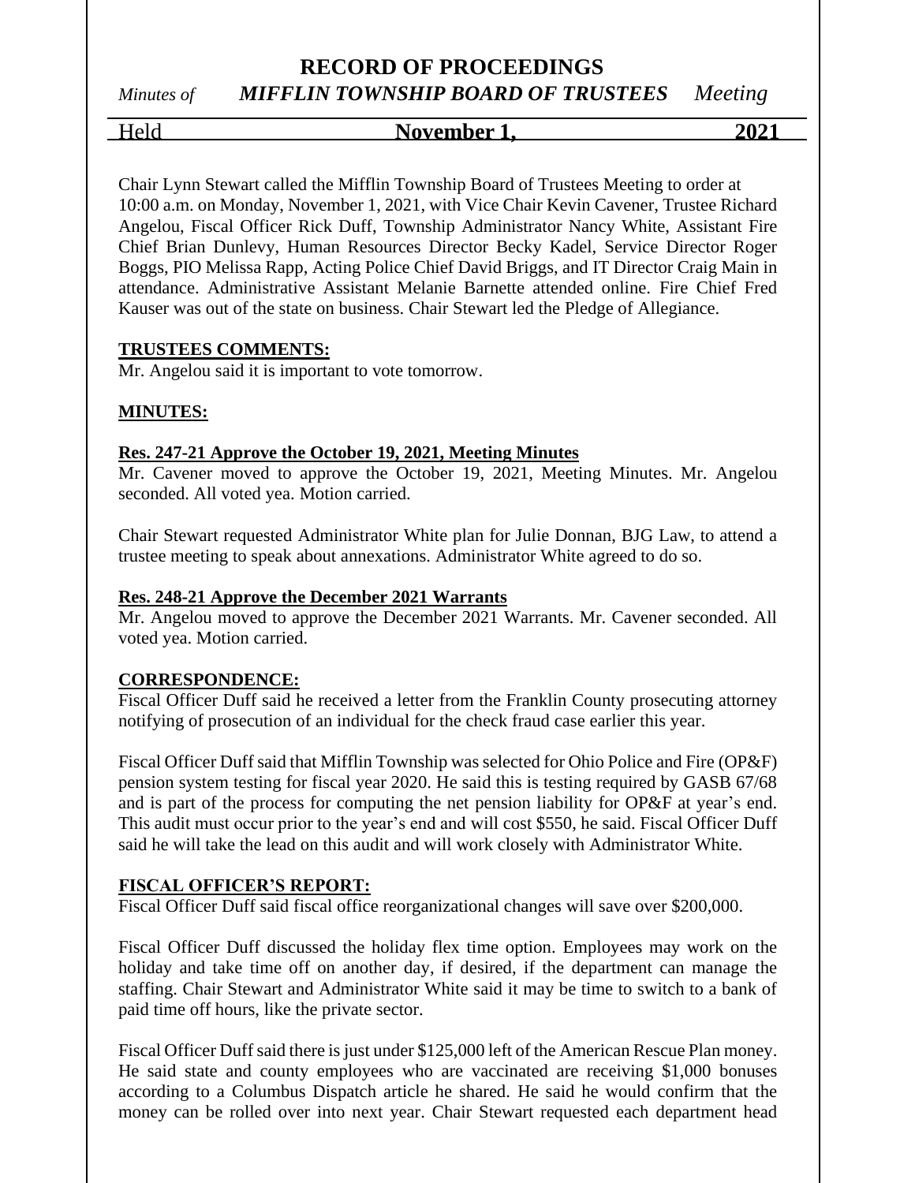# RECORD OF PROCEEDINGS

*Minutes of* ***MIFFLIN TOWNSHIP BOARD OF TRUSTEES*** *Meeting*

Held **November 1,** **2021**

Chair Lynn Stewart called the Mifflin Township Board of Trustees Meeting to order at 10:00 a.m. on Monday, November 1, 2021, with Vice Chair Kevin Cavener, Trustee Richard Angelou, Fiscal Officer Rick Duff, Township Administrator Nancy White, Assistant Fire Chief Brian Dunlevy, Human Resources Director Becky Kadel, Service Director Roger Boggs, PIO Melissa Rapp, Acting Police Chief David Briggs, and IT Director Craig Main in attendance. Administrative Assistant Melanie Barnette attended online. Fire Chief Fred Kauser was out of the state on business. Chair Stewart led the Pledge of Allegiance.

**TRUSTEES COMMENTS:**

Mr. Angelou said it is important to vote tomorrow.

**MINUTES:**

**Res. 247-21 Approve the October 19, 2021, Meeting Minutes**

Mr. Cavener moved to approve the October 19, 2021, Meeting Minutes. Mr. Angelou seconded. All voted yea. Motion carried.

Chair Stewart requested Administrator White plan for Julie Donnan, BJG Law, to attend a trustee meeting to speak about annexations. Administrator White agreed to do so.

**Res. 248-21 Approve the December 2021 Warrants**

Mr. Angelou moved to approve the December 2021 Warrants. Mr. Cavener seconded. All voted yea. Motion carried.

**CORRESPONDENCE:**

Fiscal Officer Duff said he received a letter from the Franklin County prosecuting attorney notifying of prosecution of an individual for the check fraud case earlier this year.

Fiscal Officer Duff said that Mifflin Township was selected for Ohio Police and Fire (OP&F) pension system testing for fiscal year 2020. He said this is testing required by GASB 67/68 and is part of the process for computing the net pension liability for OP&F at year's end. This audit must occur prior to the year's end and will cost $550, he said. Fiscal Officer Duff said he will take the lead on this audit and will work closely with Administrator White.

**FISCAL OFFICER'S REPORT:**

Fiscal Officer Duff said fiscal office reorganizational changes will save over $200,000.

Fiscal Officer Duff discussed the holiday flex time option. Employees may work on the holiday and take time off on another day, if desired, if the department can manage the staffing. Chair Stewart and Administrator White said it may be time to switch to a bank of paid time off hours, like the private sector.

Fiscal Officer Duff said there is just under $125,000 left of the American Rescue Plan money. He said state and county employees who are vaccinated are receiving $1,000 bonuses according to a Columbus Dispatch article he shared. He said he would confirm that the money can be rolled over into next year. Chair Stewart requested each department head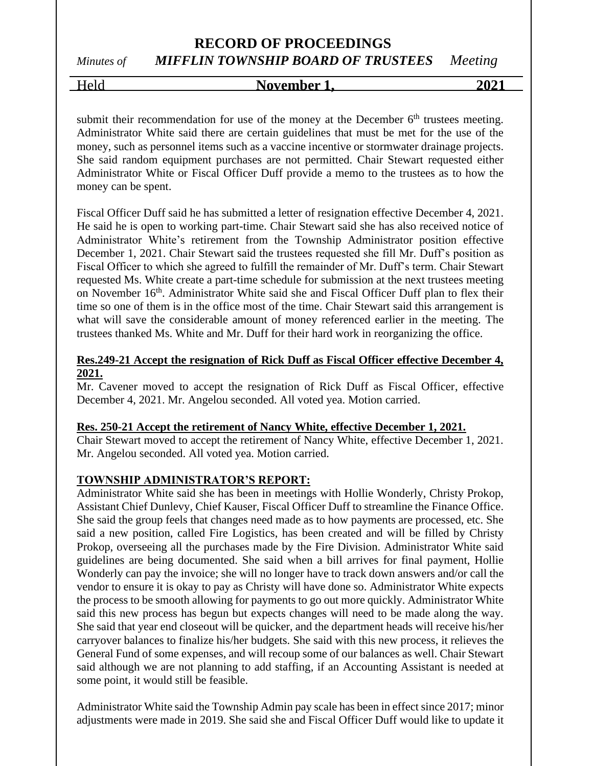submit their recommendation for use of the money at the December 6th trustees meeting. Administrator White said there are certain guidelines that must be met for the use of the money, such as personnel items such as a vaccine incentive or stormwater drainage projects. She said random equipment purchases are not permitted. Chair Stewart requested either Administrator White or Fiscal Officer Duff provide a memo to the trustees as to how the money can be spent.

Fiscal Officer Duff said he has submitted a letter of resignation effective December 4, 2021. He said he is open to working part-time. Chair Stewart said she has also received notice of Administrator White's retirement from the Township Administrator position effective December 1, 2021. Chair Stewart said the trustees requested she fill Mr. Duff's position as Fiscal Officer to which she agreed to fulfill the remainder of Mr. Duff's term. Chair Stewart requested Ms. White create a part-time schedule for submission at the next trustees meeting on November 16th. Administrator White said she and Fiscal Officer Duff plan to flex their time so one of them is in the office most of the time. Chair Stewart said this arrangement is what will save the considerable amount of money referenced earlier in the meeting. The trustees thanked Ms. White and Mr. Duff for their hard work in reorganizing the office.

**Res.249-21 Accept the resignation of Rick Duff as Fiscal Officer effective December 4, 2021.**

Mr. Cavener moved to accept the resignation of Rick Duff as Fiscal Officer, effective December 4, 2021. Mr. Angelou seconded. All voted yea. Motion carried.

**Res. 250-21 Accept the retirement of Nancy White, effective December 1, 2021.**

Chair Stewart moved to accept the retirement of Nancy White, effective December 1, 2021. Mr. Angelou seconded. All voted yea. Motion carried.

**TOWNSHIP ADMINISTRATOR'S REPORT:**

Administrator White said she has been in meetings with Hollie Wonderly, Christy Prokop, Assistant Chief Dunlevy, Chief Kauser, Fiscal Officer Duff to streamline the Finance Office. She said the group feels that changes need made as to how payments are processed, etc. She said a new position, called Fire Logistics, has been created and will be filled by Christy Prokop, overseeing all the purchases made by the Fire Division. Administrator White said guidelines are being documented. She said when a bill arrives for final payment, Hollie Wonderly can pay the invoice; she will no longer have to track down answers and/or call the vendor to ensure it is okay to pay as Christy will have done so. Administrator White expects the process to be smooth allowing for payments to go out more quickly. Administrator White said this new process has begun but expects changes will need to be made along the way. She said that year end closeout will be quicker, and the department heads will receive his/her carryover balances to finalize his/her budgets. She said with this new process, it relieves the General Fund of some expenses, and will recoup some of our balances as well. Chair Stewart said although we are not planning to add staffing, if an Accounting Assistant is needed at some point, it would still be feasible.

Administrator White said the Township Admin pay scale has been in effect since 2017; minor adjustments were made in 2019. She said she and Fiscal Officer Duff would like to update it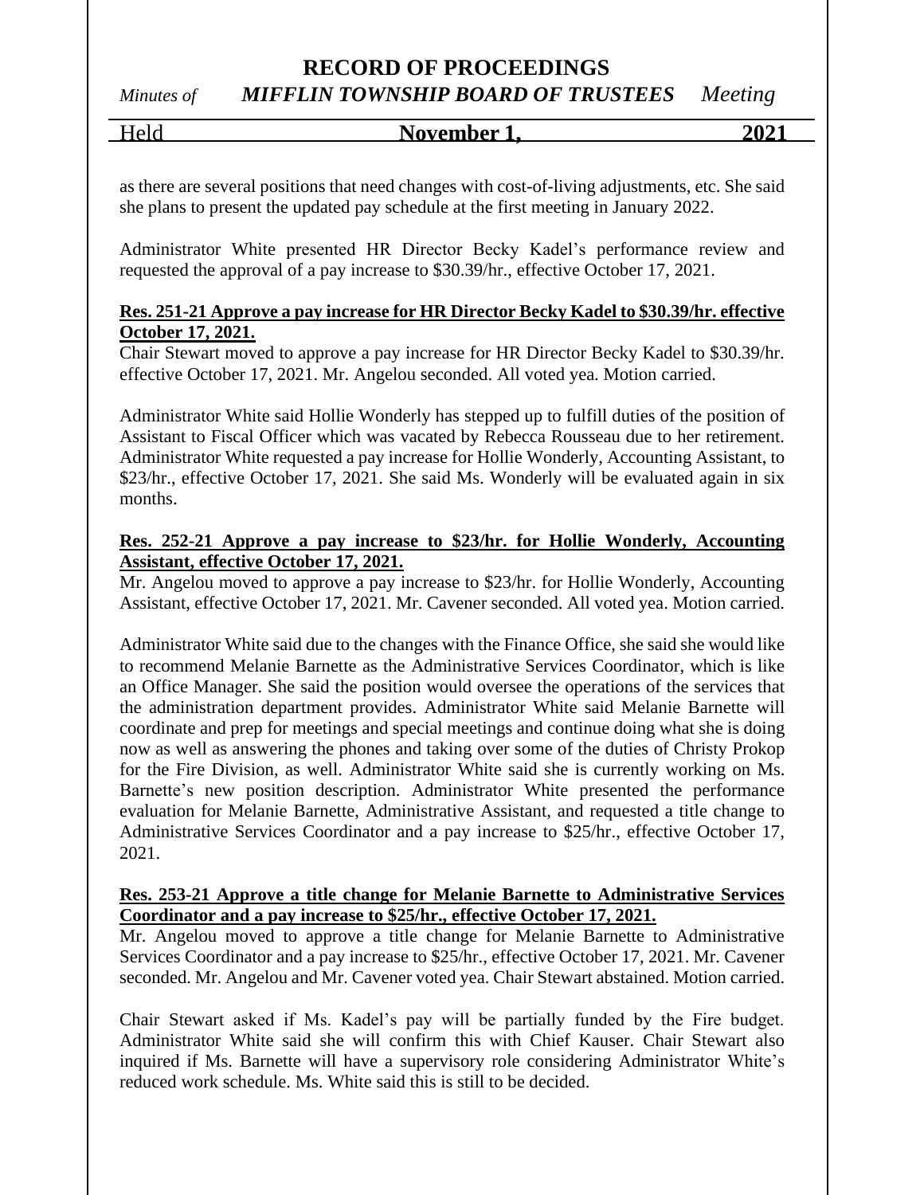as there are several positions that need changes with cost-of-living adjustments, etc. She said she plans to present the updated pay schedule at the first meeting in January 2022.

Administrator White presented HR Director Becky Kadel's performance review and requested the approval of a pay increase to $30.39/hr., effective October 17, 2021.

**Res. 251-21 Approve a pay increase for HR Director Becky Kadel to $30.39/hr. effective October 17, 2021.**

Chair Stewart moved to approve a pay increase for HR Director Becky Kadel to $30.39/hr. effective October 17, 2021. Mr. Angelou seconded. All voted yea. Motion carried.

Administrator White said Hollie Wonderly has stepped up to fulfill duties of the position of Assistant to Fiscal Officer which was vacated by Rebecca Rousseau due to her retirement. Administrator White requested a pay increase for Hollie Wonderly, Accounting Assistant, to $23/hr., effective October 17, 2021. She said Ms. Wonderly will be evaluated again in six months.

**Res. 252-21 Approve a pay increase to $23/hr. for Hollie Wonderly, Accounting Assistant, effective October 17, 2021.**

Mr. Angelou moved to approve a pay increase to $23/hr. for Hollie Wonderly, Accounting Assistant, effective October 17, 2021. Mr. Cavener seconded. All voted yea. Motion carried.

Administrator White said due to the changes with the Finance Office, she said she would like to recommend Melanie Barnette as the Administrative Services Coordinator, which is like an Office Manager. She said the position would oversee the operations of the services that the administration department provides. Administrator White said Melanie Barnette will coordinate and prep for meetings and special meetings and continue doing what she is doing now as well as answering the phones and taking over some of the duties of Christy Prokop for the Fire Division, as well. Administrator White said she is currently working on Ms. Barnette's new position description. Administrator White presented the performance evaluation for Melanie Barnette, Administrative Assistant, and requested a title change to Administrative Services Coordinator and a pay increase to $25/hr., effective October 17, 2021.

**Res. 253-21 Approve a title change for Melanie Barnette to Administrative Services Coordinator and a pay increase to $25/hr., effective October 17, 2021.**

Mr. Angelou moved to approve a title change for Melanie Barnette to Administrative Services Coordinator and a pay increase to $25/hr., effective October 17, 2021. Mr. Cavener seconded. Mr. Angelou and Mr. Cavener voted yea. Chair Stewart abstained. Motion carried.

Chair Stewart asked if Ms. Kadel's pay will be partially funded by the Fire budget. Administrator White said she will confirm this with Chief Kauser. Chair Stewart also inquired if Ms. Barnette will have a supervisory role considering Administrator White's reduced work schedule. Ms. White said this is still to be decided.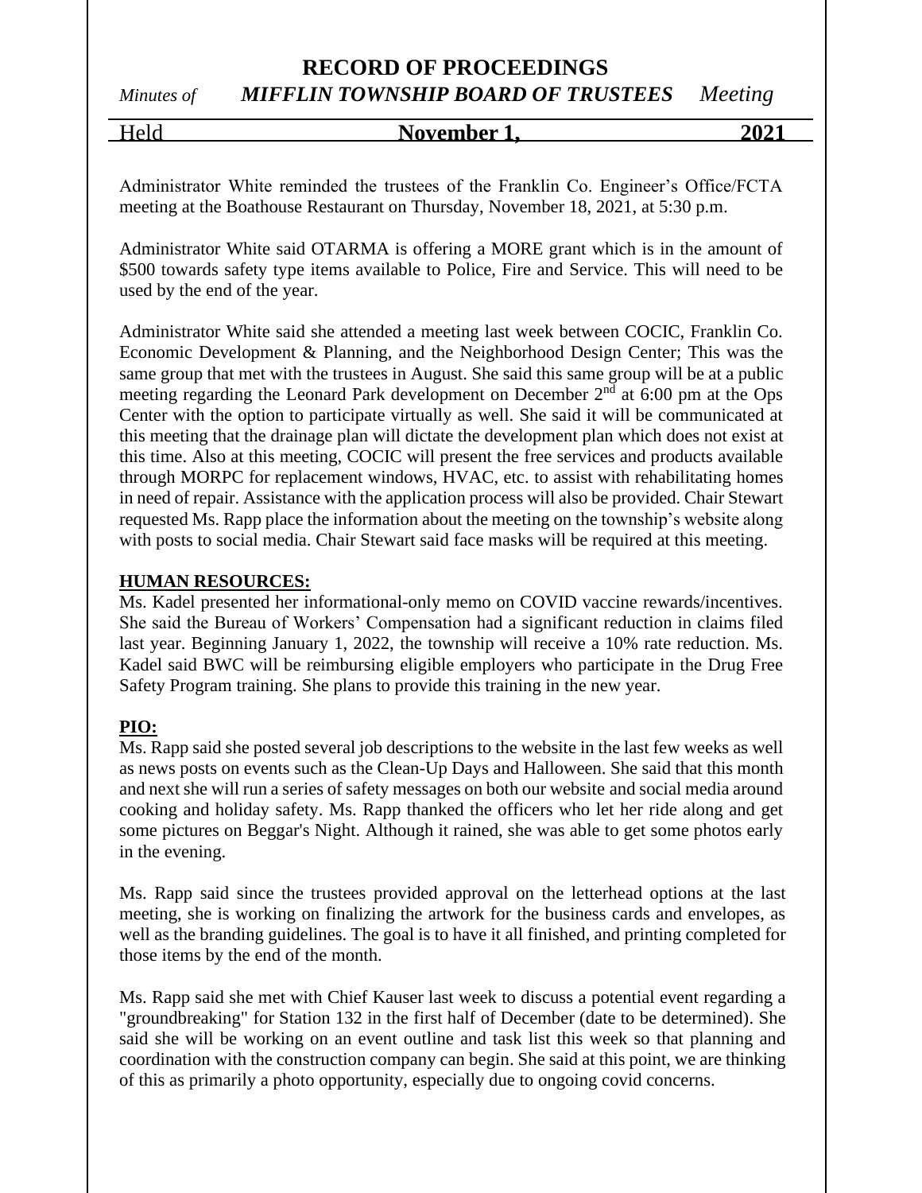Administrator White reminded the trustees of the Franklin Co. Engineer's Office/FCTA meeting at the Boathouse Restaurant on Thursday, November 18, 2021, at 5:30 p.m.

Administrator White said OTARMA is offering a MORE grant which is in the amount of $500 towards safety type items available to Police, Fire and Service. This will need to be used by the end of the year.

Administrator White said she attended a meeting last week between COCIC, Franklin Co. Economic Development & Planning, and the Neighborhood Design Center; This was the same group that met with the trustees in August. She said this same group will be at a public meeting regarding the Leonard Park development on December 2nd at 6:00 pm at the Ops Center with the option to participate virtually as well. She said it will be communicated at this meeting that the drainage plan will dictate the development plan which does not exist at this time. Also at this meeting, COCIC will present the free services and products available through MORPC for replacement windows, HVAC, etc. to assist with rehabilitating homes in need of repair. Assistance with the application process will also be provided. Chair Stewart requested Ms. Rapp place the information about the meeting on the township's website along with posts to social media. Chair Stewart said face masks will be required at this meeting.

**HUMAN RESOURCES:**

Ms. Kadel presented her informational-only memo on COVID vaccine rewards/incentives. She said the Bureau of Workers' Compensation had a significant reduction in claims filed last year. Beginning January 1, 2022, the township will receive a 10% rate reduction. Ms. Kadel said BWC will be reimbursing eligible employers who participate in the Drug Free Safety Program training. She plans to provide this training in the new year.

**PIO:**

Ms. Rapp said she posted several job descriptions to the website in the last few weeks as well as news posts on events such as the Clean-Up Days and Halloween. She said that this month and next she will run a series of safety messages on both our website and social media around cooking and holiday safety. Ms. Rapp thanked the officers who let her ride along and get some pictures on Beggar's Night. Although it rained, she was able to get some photos early in the evening.

Ms. Rapp said since the trustees provided approval on the letterhead options at the last meeting, she is working on finalizing the artwork for the business cards and envelopes, as well as the branding guidelines. The goal is to have it all finished, and printing completed for those items by the end of the month.

Ms. Rapp said she met with Chief Kauser last week to discuss a potential event regarding a "groundbreaking" for Station 132 in the first half of December (date to be determined). She said she will be working on an event outline and task list this week so that planning and coordination with the construction company can begin. She said at this point, we are thinking of this as primarily a photo opportunity, especially due to ongoing covid concerns.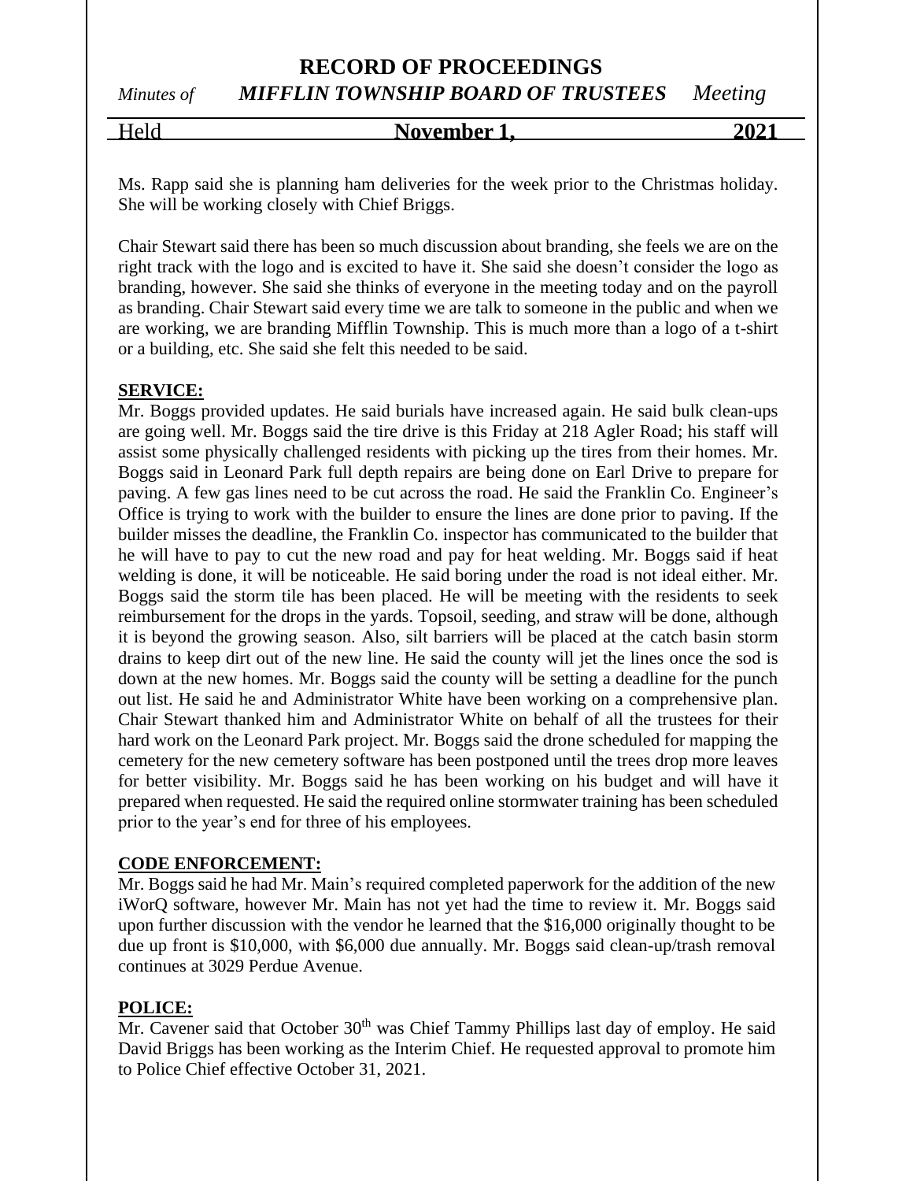Ms. Rapp said she is planning ham deliveries for the week prior to the Christmas holiday. She will be working closely with Chief Briggs.

Chair Stewart said there has been so much discussion about branding, she feels we are on the right track with the logo and is excited to have it. She said she doesn't consider the logo as branding, however. She said she thinks of everyone in the meeting today and on the payroll as branding. Chair Stewart said every time we are talk to someone in the public and when we are working, we are branding Mifflin Township. This is much more than a logo of a t-shirt or a building, etc. She said she felt this needed to be said.

**SERVICE:**

Mr. Boggs provided updates. He said burials have increased again. He said bulk clean-ups are going well. Mr. Boggs said the tire drive is this Friday at 218 Agler Road; his staff will assist some physically challenged residents with picking up the tires from their homes. Mr. Boggs said in Leonard Park full depth repairs are being done on Earl Drive to prepare for paving. A few gas lines need to be cut across the road. He said the Franklin Co. Engineer's Office is trying to work with the builder to ensure the lines are done prior to paving. If the builder misses the deadline, the Franklin Co. inspector has communicated to the builder that he will have to pay to cut the new road and pay for heat welding. Mr. Boggs said if heat welding is done, it will be noticeable. He said boring under the road is not ideal either. Mr. Boggs said the storm tile has been placed. He will be meeting with the residents to seek reimbursement for the drops in the yards. Topsoil, seeding, and straw will be done, although it is beyond the growing season. Also, silt barriers will be placed at the catch basin storm drains to keep dirt out of the new line. He said the county will jet the lines once the sod is down at the new homes. Mr. Boggs said the county will be setting a deadline for the punch out list. He said he and Administrator White have been working on a comprehensive plan. Chair Stewart thanked him and Administrator White on behalf of all the trustees for their hard work on the Leonard Park project. Mr. Boggs said the drone scheduled for mapping the cemetery for the new cemetery software has been postponed until the trees drop more leaves for better visibility. Mr. Boggs said he has been working on his budget and will have it prepared when requested. He said the required online stormwater training has been scheduled prior to the year's end for three of his employees.

**CODE ENFORCEMENT:**

Mr. Boggs said he had Mr. Main's required completed paperwork for the addition of the new iWorQ software, however Mr. Main has not yet had the time to review it. Mr. Boggs said upon further discussion with the vendor he learned that the $16,000 originally thought to be due up front is $10,000, with $6,000 due annually. Mr. Boggs said clean-up/trash removal continues at 3029 Perdue Avenue.

**POLICE:**

Mr. Cavener said that October 30th was Chief Tammy Phillips last day of employ. He said David Briggs has been working as the Interim Chief. He requested approval to promote him to Police Chief effective October 31, 2021.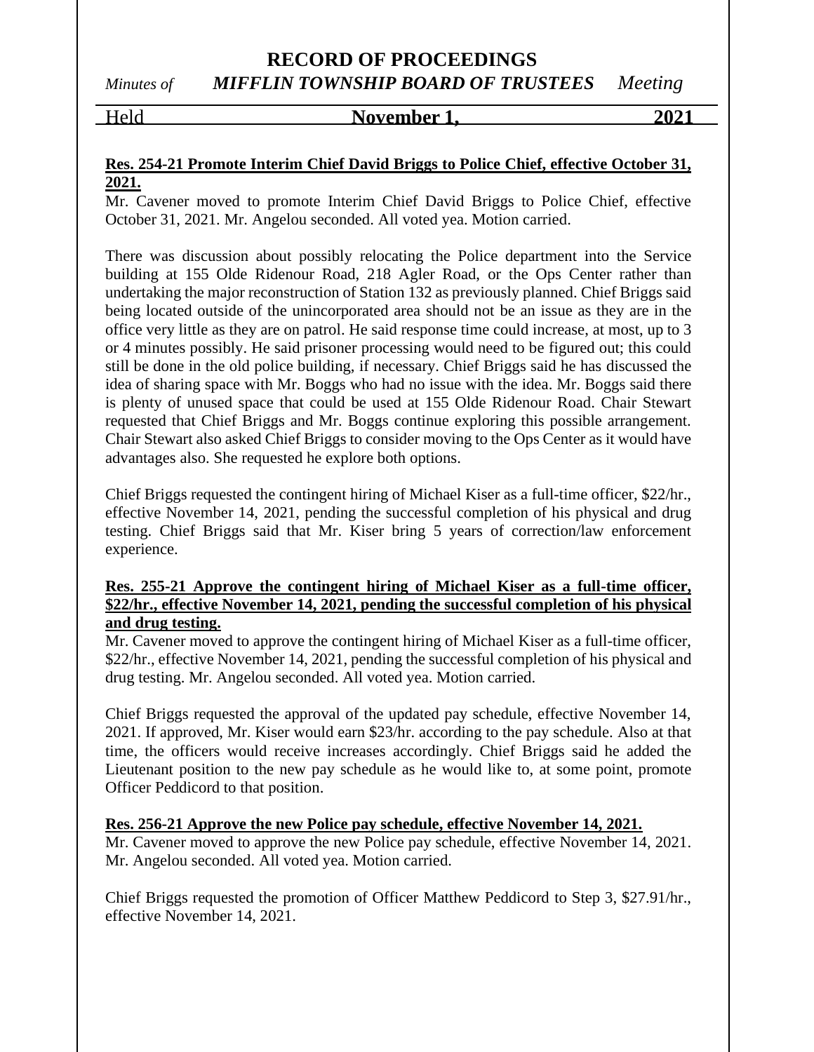**Res. 254-21 Promote Interim Chief David Briggs to Police Chief, effective October 31, 2021.**

Mr. Cavener moved to promote Interim Chief David Briggs to Police Chief, effective October 31, 2021. Mr. Angelou seconded. All voted yea. Motion carried.

There was discussion about possibly relocating the Police department into the Service building at 155 Olde Ridenour Road, 218 Agler Road, or the Ops Center rather than undertaking the major reconstruction of Station 132 as previously planned. Chief Briggs said being located outside of the unincorporated area should not be an issue as they are in the office very little as they are on patrol. He said response time could increase, at most, up to 3 or 4 minutes possibly. He said prisoner processing would need to be figured out; this could still be done in the old police building, if necessary. Chief Briggs said he has discussed the idea of sharing space with Mr. Boggs who had no issue with the idea. Mr. Boggs said there is plenty of unused space that could be used at 155 Olde Ridenour Road. Chair Stewart requested that Chief Briggs and Mr. Boggs continue exploring this possible arrangement. Chair Stewart also asked Chief Briggs to consider moving to the Ops Center as it would have advantages also. She requested he explore both options.

Chief Briggs requested the contingent hiring of Michael Kiser as a full-time officer, $22/hr., effective November 14, 2021, pending the successful completion of his physical and drug testing. Chief Briggs said that Mr. Kiser bring 5 years of correction/law enforcement experience.

**Res. 255-21 Approve the contingent hiring of Michael Kiser as a full-time officer, $22/hr., effective November 14, 2021, pending the successful completion of his physical and drug testing.**

Mr. Cavener moved to approve the contingent hiring of Michael Kiser as a full-time officer, $22/hr., effective November 14, 2021, pending the successful completion of his physical and drug testing. Mr. Angelou seconded. All voted yea. Motion carried.

Chief Briggs requested the approval of the updated pay schedule, effective November 14, 2021. If approved, Mr. Kiser would earn $23/hr. according to the pay schedule. Also at that time, the officers would receive increases accordingly. Chief Briggs said he added the Lieutenant position to the new pay schedule as he would like to, at some point, promote Officer Peddicord to that position.

**Res. 256-21 Approve the new Police pay schedule, effective November 14, 2021.**

Mr. Cavener moved to approve the new Police pay schedule, effective November 14, 2021. Mr. Angelou seconded. All voted yea. Motion carried.

Chief Briggs requested the promotion of Officer Matthew Peddicord to Step 3, $27.91/hr., effective November 14, 2021.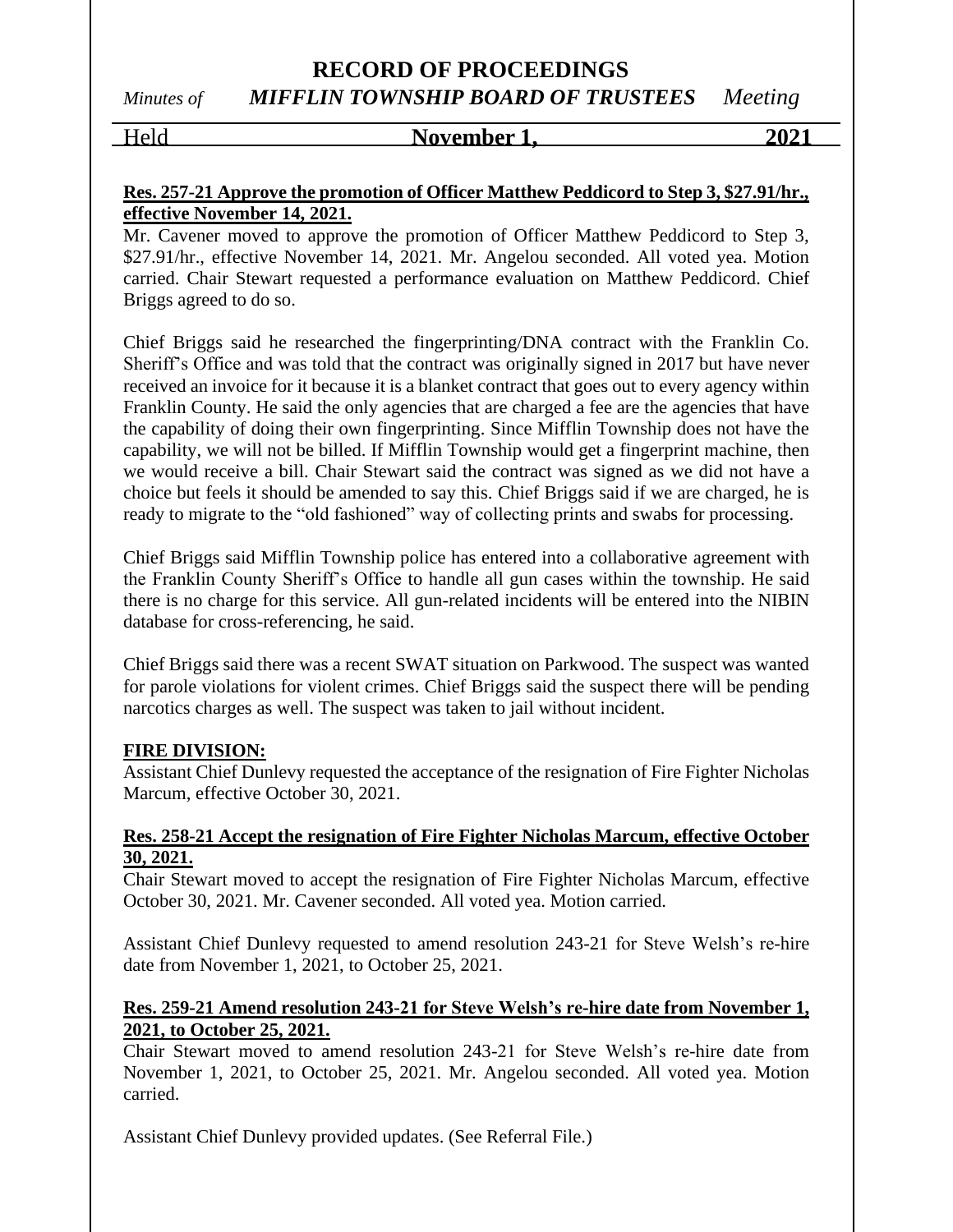**Res. 257-21 Approve the promotion of Officer Matthew Peddicord to Step 3, $27.91/hr., effective November 14, 2021.**

Mr. Cavener moved to approve the promotion of Officer Matthew Peddicord to Step 3, $27.91/hr., effective November 14, 2021. Mr. Angelou seconded. All voted yea. Motion carried. Chair Stewart requested a performance evaluation on Matthew Peddicord. Chief Briggs agreed to do so.

Chief Briggs said he researched the fingerprinting/DNA contract with the Franklin Co. Sheriff's Office and was told that the contract was originally signed in 2017 but have never received an invoice for it because it is a blanket contract that goes out to every agency within Franklin County. He said the only agencies that are charged a fee are the agencies that have the capability of doing their own fingerprinting. Since Mifflin Township does not have the capability, we will not be billed. If Mifflin Township would get a fingerprint machine, then we would receive a bill. Chair Stewart said the contract was signed as we did not have a choice but feels it should be amended to say this. Chief Briggs said if we are charged, he is ready to migrate to the "old fashioned" way of collecting prints and swabs for processing.

Chief Briggs said Mifflin Township police has entered into a collaborative agreement with the Franklin County Sheriff's Office to handle all gun cases within the township. He said there is no charge for this service. All gun-related incidents will be entered into the NIBIN database for cross-referencing, he said.

Chief Briggs said there was a recent SWAT situation on Parkwood. The suspect was wanted for parole violations for violent crimes. Chief Briggs said the suspect there will be pending narcotics charges as well. The suspect was taken to jail without incident.

**FIRE DIVISION:**

Assistant Chief Dunlevy requested the acceptance of the resignation of Fire Fighter Nicholas Marcum, effective October 30, 2021.

**Res. 258-21 Accept the resignation of Fire Fighter Nicholas Marcum, effective October 30, 2021.**

Chair Stewart moved to accept the resignation of Fire Fighter Nicholas Marcum, effective October 30, 2021. Mr. Cavener seconded. All voted yea. Motion carried.

Assistant Chief Dunlevy requested to amend resolution 243-21 for Steve Welsh's re-hire date from November 1, 2021, to October 25, 2021.

**Res. 259-21 Amend resolution 243-21 for Steve Welsh's re-hire date from November 1, 2021, to October 25, 2021.**

Chair Stewart moved to amend resolution 243-21 for Steve Welsh's re-hire date from November 1, 2021, to October 25, 2021. Mr. Angelou seconded. All voted yea. Motion carried.

Assistant Chief Dunlevy provided updates. (See Referral File.)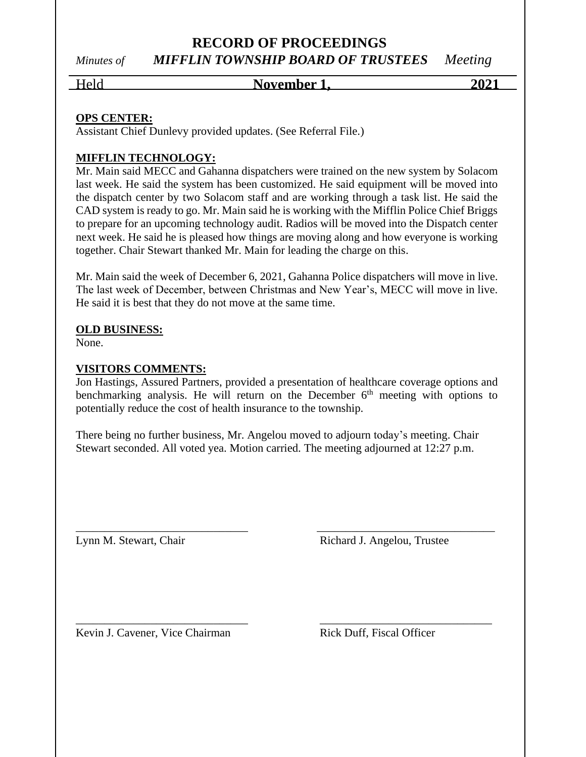**OPS CENTER:**
Assistant Chief Dunlevy provided updates. (See Referral File.)

**MIFFLIN TECHNOLOGY:**
Mr. Main said MECC and Gahanna dispatchers were trained on the new system by Solacom last week. He said the system has been customized. He said equipment will be moved into the dispatch center by two Solacom staff and are working through a task list. He said the CAD system is ready to go. Mr. Main said he is working with the Mifflin Police Chief Briggs to prepare for an upcoming technology audit. Radios will be moved into the Dispatch center next week. He said he is pleased how things are moving along and how everyone is working together. Chair Stewart thanked Mr. Main for leading the charge on this.

Mr. Main said the week of December 6, 2021, Gahanna Police dispatchers will move in live. The last week of December, between Christmas and New Year's, MECC will move in live. He said it is best that they do not move at the same time.

**OLD BUSINESS:**
None.

**VISITORS COMMENTS:**
Jon Hastings, Assured Partners, provided a presentation of healthcare coverage options and benchmarking analysis. He will return on the December 6th meeting with options to potentially reduce the cost of health insurance to the township.

There being no further business, Mr. Angelou moved to adjourn today's meeting. Chair Stewart seconded. All voted yea. Motion carried. The meeting adjourned at 12:27 p.m.

______________________________
Lynn M. Stewart, Chair

______________________________
Richard J. Angelou, Trustee

______________________________
Kevin J. Cavener, Vice Chairman

______________________________
Rick Duff, Fiscal Officer